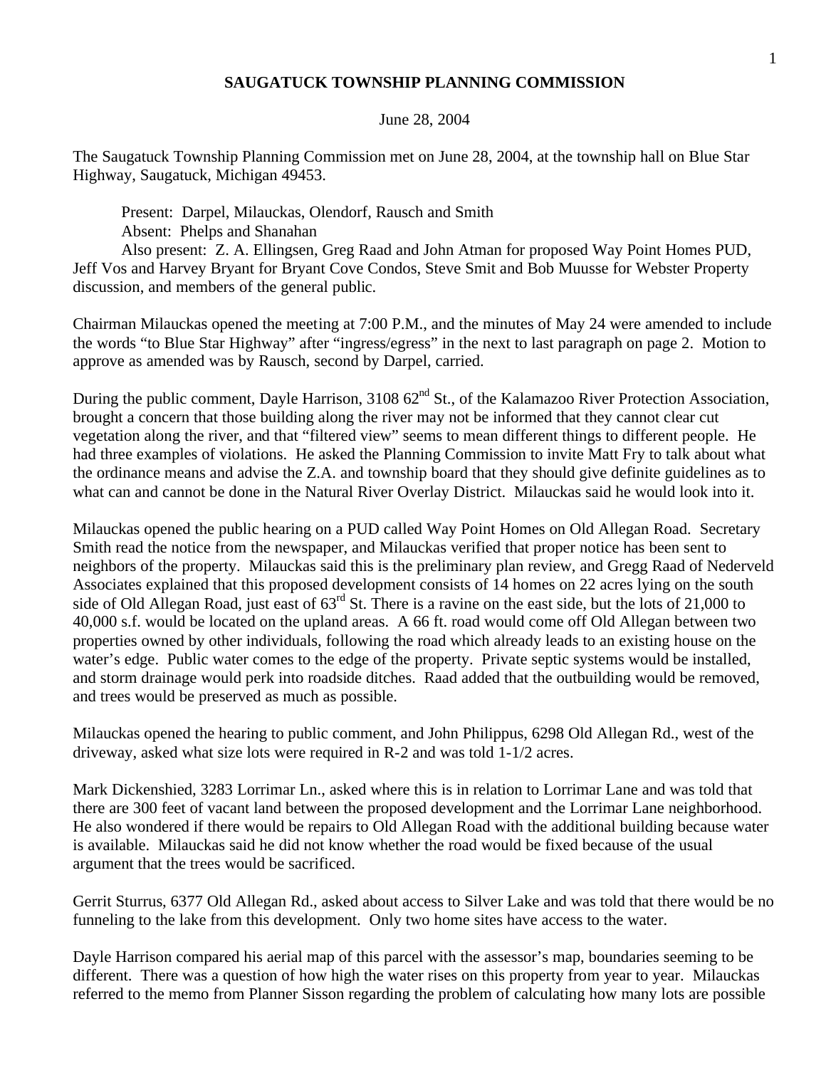# SAUGATUCK TOWNSHIP PLANNING COMMISSION

June 28, 2004

The Saugatuck Township Planning Commission met on June 28, 2004, at the township hall on Blue Star Highway, Saugatuck, Michigan 49453.

Present: Darpel, Milauckas, Olendorf, Rausch and Smith
Absent: Phelps and Shanahan
Also present: Z. A. Ellingsen, Greg Raad and John Atman for proposed Way Point Homes PUD, Jeff Vos and Harvey Bryant for Bryant Cove Condos, Steve Smit and Bob Muusse for Webster Property discussion, and members of the general public.

Chairman Milauckas opened the meeting at 7:00 P.M., and the minutes of May 24 were amended to include the words "to Blue Star Highway" after "ingress/egress" in the next to last paragraph on page 2. Motion to approve as amended was by Rausch, second by Darpel, carried.

During the public comment, Dayle Harrison, 3108 62nd St., of the Kalamazoo River Protection Association, brought a concern that those building along the river may not be informed that they cannot clear cut vegetation along the river, and that "filtered view" seems to mean different things to different people. He had three examples of violations. He asked the Planning Commission to invite Matt Fry to talk about what the ordinance means and advise the Z.A. and township board that they should give definite guidelines as to what can and cannot be done in the Natural River Overlay District. Milauckas said he would look into it.

Milauckas opened the public hearing on a PUD called Way Point Homes on Old Allegan Road. Secretary Smith read the notice from the newspaper, and Milauckas verified that proper notice has been sent to neighbors of the property. Milauckas said this is the preliminary plan review, and Gregg Raad of Nederveld Associates explained that this proposed development consists of 14 homes on 22 acres lying on the south side of Old Allegan Road, just east of 63rd St. There is a ravine on the east side, but the lots of 21,000 to 40,000 s.f. would be located on the upland areas. A 66 ft. road would come off Old Allegan between two properties owned by other individuals, following the road which already leads to an existing house on the water's edge. Public water comes to the edge of the property. Private septic systems would be installed, and storm drainage would perk into roadside ditches. Raad added that the outbuilding would be removed, and trees would be preserved as much as possible.

Milauckas opened the hearing to public comment, and John Philippus, 6298 Old Allegan Rd., west of the driveway, asked what size lots were required in R-2 and was told 1-1/2 acres.

Mark Dickenshied, 3283 Lorrimar Ln., asked where this is in relation to Lorrimar Lane and was told that there are 300 feet of vacant land between the proposed development and the Lorrimar Lane neighborhood. He also wondered if there would be repairs to Old Allegan Road with the additional building because water is available. Milauckas said he did not know whether the road would be fixed because of the usual argument that the trees would be sacrificed.

Gerrit Sturrus, 6377 Old Allegan Rd., asked about access to Silver Lake and was told that there would be no funneling to the lake from this development. Only two home sites have access to the water.

Dayle Harrison compared his aerial map of this parcel with the assessor's map, boundaries seeming to be different. There was a question of how high the water rises on this property from year to year. Milauckas referred to the memo from Planner Sisson regarding the problem of calculating how many lots are possible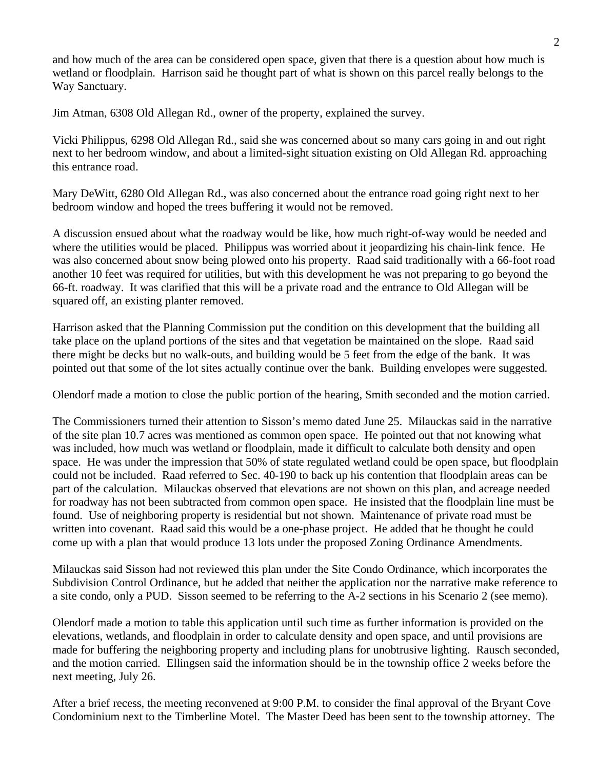and how much of the area can be considered open space, given that there is a question about how much is wetland or floodplain. Harrison said he thought part of what is shown on this parcel really belongs to the Way Sanctuary.

Jim Atman, 6308 Old Allegan Rd., owner of the property, explained the survey.

Vicki Philippus, 6298 Old Allegan Rd., said she was concerned about so many cars going in and out right next to her bedroom window, and about a limited-sight situation existing on Old Allegan Rd. approaching this entrance road.

Mary DeWitt, 6280 Old Allegan Rd., was also concerned about the entrance road going right next to her bedroom window and hoped the trees buffering it would not be removed.

A discussion ensued about what the roadway would be like, how much right-of-way would be needed and where the utilities would be placed. Philippus was worried about it jeopardizing his chain-link fence. He was also concerned about snow being plowed onto his property. Raad said traditionally with a 66-foot road another 10 feet was required for utilities, but with this development he was not preparing to go beyond the 66-ft. roadway. It was clarified that this will be a private road and the entrance to Old Allegan will be squared off, an existing planter removed.

Harrison asked that the Planning Commission put the condition on this development that the building all take place on the upland portions of the sites and that vegetation be maintained on the slope. Raad said there might be decks but no walk-outs, and building would be 5 feet from the edge of the bank. It was pointed out that some of the lot sites actually continue over the bank. Building envelopes were suggested.

Olendorf made a motion to close the public portion of the hearing, Smith seconded and the motion carried.

The Commissioners turned their attention to Sisson's memo dated June 25. Milauckas said in the narrative of the site plan 10.7 acres was mentioned as common open space. He pointed out that not knowing what was included, how much was wetland or floodplain, made it difficult to calculate both density and open space. He was under the impression that 50% of state regulated wetland could be open space, but floodplain could not be included. Raad referred to Sec. 40-190 to back up his contention that floodplain areas can be part of the calculation. Milauckas observed that elevations are not shown on this plan, and acreage needed for roadway has not been subtracted from common open space. He insisted that the floodplain line must be found. Use of neighboring property is residential but not shown. Maintenance of private road must be written into covenant. Raad said this would be a one-phase project. He added that he thought he could come up with a plan that would produce 13 lots under the proposed Zoning Ordinance Amendments.

Milauckas said Sisson had not reviewed this plan under the Site Condo Ordinance, which incorporates the Subdivision Control Ordinance, but he added that neither the application nor the narrative make reference to a site condo, only a PUD. Sisson seemed to be referring to the A-2 sections in his Scenario 2 (see memo).

Olendorf made a motion to table this application until such time as further information is provided on the elevations, wetlands, and floodplain in order to calculate density and open space, and until provisions are made for buffering the neighboring property and including plans for unobtrusive lighting. Rausch seconded, and the motion carried. Ellingsen said the information should be in the township office 2 weeks before the next meeting, July 26.

After a brief recess, the meeting reconvened at 9:00 P.M. to consider the final approval of the Bryant Cove Condominium next to the Timberline Motel. The Master Deed has been sent to the township attorney. The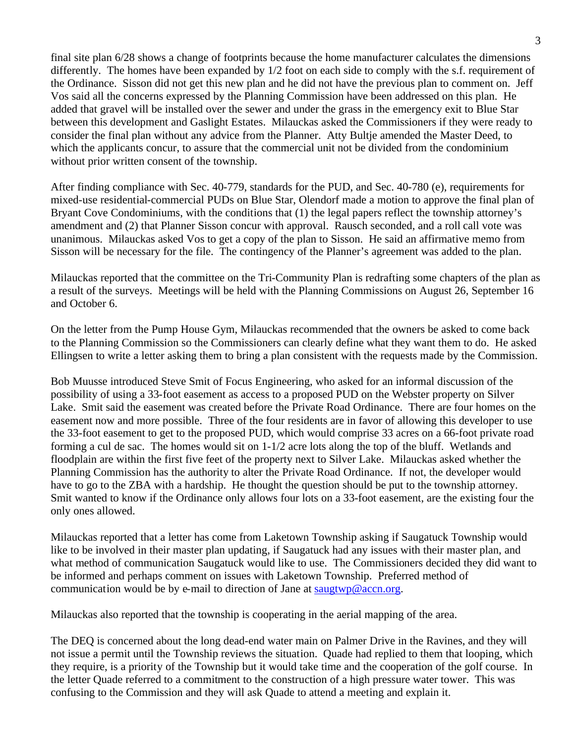final site plan 6/28 shows a change of footprints because the home manufacturer calculates the dimensions differently. The homes have been expanded by 1/2 foot on each side to comply with the s.f. requirement of the Ordinance. Sisson did not get this new plan and he did not have the previous plan to comment on. Jeff Vos said all the concerns expressed by the Planning Commission have been addressed on this plan. He added that gravel will be installed over the sewer and under the grass in the emergency exit to Blue Star between this development and Gaslight Estates. Milauckas asked the Commissioners if they were ready to consider the final plan without any advice from the Planner. Atty Bultje amended the Master Deed, to which the applicants concur, to assure that the commercial unit not be divided from the condominium without prior written consent of the township.

After finding compliance with Sec. 40-779, standards for the PUD, and Sec. 40-780 (e), requirements for mixed-use residential-commercial PUDs on Blue Star, Olendorf made a motion to approve the final plan of Bryant Cove Condominiums, with the conditions that (1) the legal papers reflect the township attorney's amendment and (2) that Planner Sisson concur with approval. Rausch seconded, and a roll call vote was unanimous. Milauckas asked Vos to get a copy of the plan to Sisson. He said an affirmative memo from Sisson will be necessary for the file. The contingency of the Planner's agreement was added to the plan.

Milauckas reported that the committee on the Tri-Community Plan is redrafting some chapters of the plan as a result of the surveys. Meetings will be held with the Planning Commissions on August 26, September 16 and October 6.

On the letter from the Pump House Gym, Milauckas recommended that the owners be asked to come back to the Planning Commission so the Commissioners can clearly define what they want them to do. He asked Ellingsen to write a letter asking them to bring a plan consistent with the requests made by the Commission.

Bob Muusse introduced Steve Smit of Focus Engineering, who asked for an informal discussion of the possibility of using a 33-foot easement as access to a proposed PUD on the Webster property on Silver Lake. Smit said the easement was created before the Private Road Ordinance. There are four homes on the easement now and more possible. Three of the four residents are in favor of allowing this developer to use the 33-foot easement to get to the proposed PUD, which would comprise 33 acres on a 66-foot private road forming a cul de sac. The homes would sit on 1-1/2 acre lots along the top of the bluff. Wetlands and floodplain are within the first five feet of the property next to Silver Lake. Milauckas asked whether the Planning Commission has the authority to alter the Private Road Ordinance. If not, the developer would have to go to the ZBA with a hardship. He thought the question should be put to the township attorney. Smit wanted to know if the Ordinance only allows four lots on a 33-foot easement, are the existing four the only ones allowed.

Milauckas reported that a letter has come from Laketown Township asking if Saugatuck Township would like to be involved in their master plan updating, if Saugatuck had any issues with their master plan, and what method of communication Saugatuck would like to use. The Commissioners decided they did want to be informed and perhaps comment on issues with Laketown Township. Preferred method of communication would be by e-mail to direction of Jane at saugtwp@accn.org.

Milauckas also reported that the township is cooperating in the aerial mapping of the area.

The DEQ is concerned about the long dead-end water main on Palmer Drive in the Ravines, and they will not issue a permit until the Township reviews the situation. Quade had replied to them that looping, which they require, is a priority of the Township but it would take time and the cooperation of the golf course. In the letter Quade referred to a commitment to the construction of a high pressure water tower. This was confusing to the Commission and they will ask Quade to attend a meeting and explain it.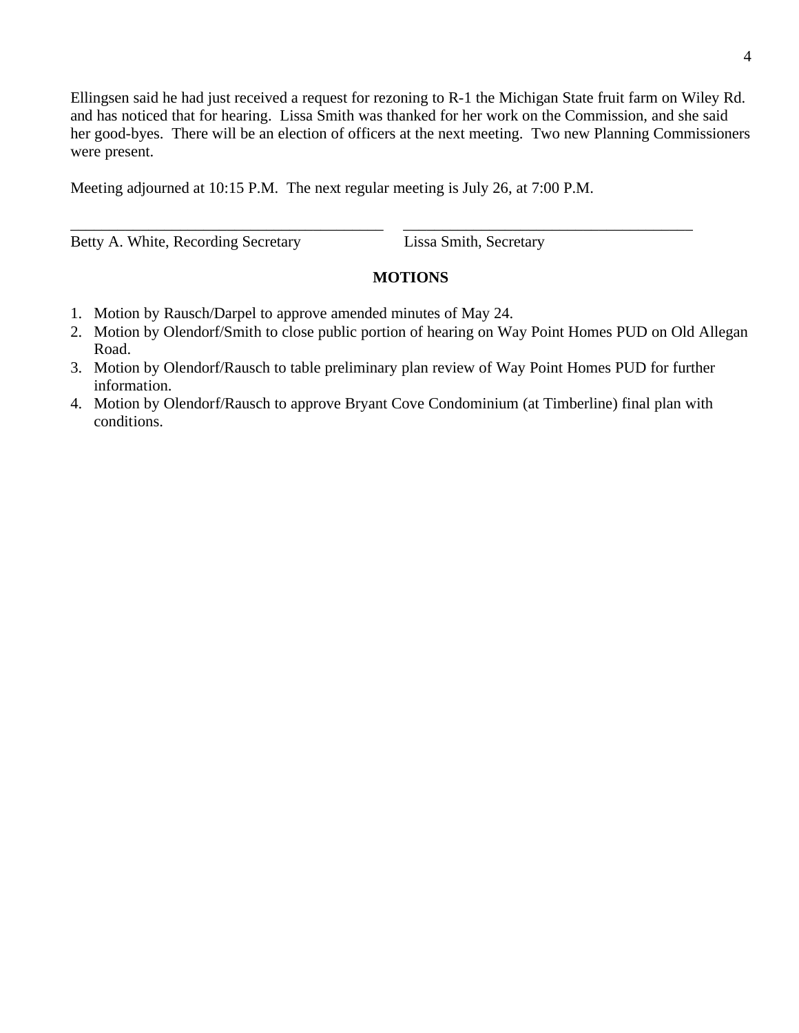Ellingsen said he had just received a request for rezoning to R-1 the Michigan State fruit farm on Wiley Rd. and has noticed that for hearing. Lissa Smith was thanked for her work on the Commission, and she said her good-byes. There will be an election of officers at the next meeting. Two new Planning Commissioners were present.

Meeting adjourned at 10:15 P.M. The next regular meeting is July 26, at 7:00 P.M.

\_\_\_\_\_\_\_\_\_\_\_\_\_\_\_\_\_\_\_\_\_\_\_\_\_\_\_\_\_\_\_\_\_\_\_\_\_\_\_\_ \_\_\_\_\_\_\_\_\_\_\_\_\_\_\_\_\_\_\_\_\_\_\_\_\_\_\_\_\_\_\_\_\_\_\_\_\_\_\_\_

Betty A. White, Recording Secretary Lissa Smith, Secretary

**MOTIONS**

1. Motion by Rausch/Darpel to approve amended minutes of May 24.
2. Motion by Olendorf/Smith to close public portion of hearing on Way Point Homes PUD on Old Allegan Road.
3. Motion by Olendorf/Rausch to table preliminary plan review of Way Point Homes PUD for further information.
4. Motion by Olendorf/Rausch to approve Bryant Cove Condominium (at Timberline) final plan with conditions.